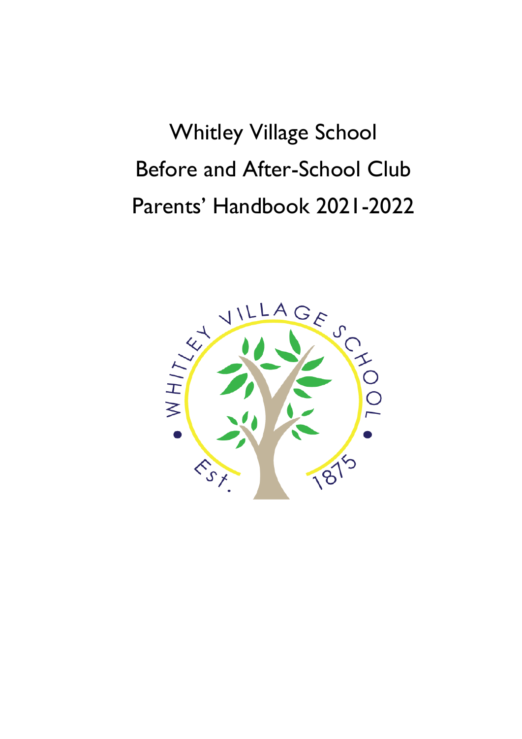# Whitley Village School

# Before and After-School Club

# Parents' Handbook 2021-2022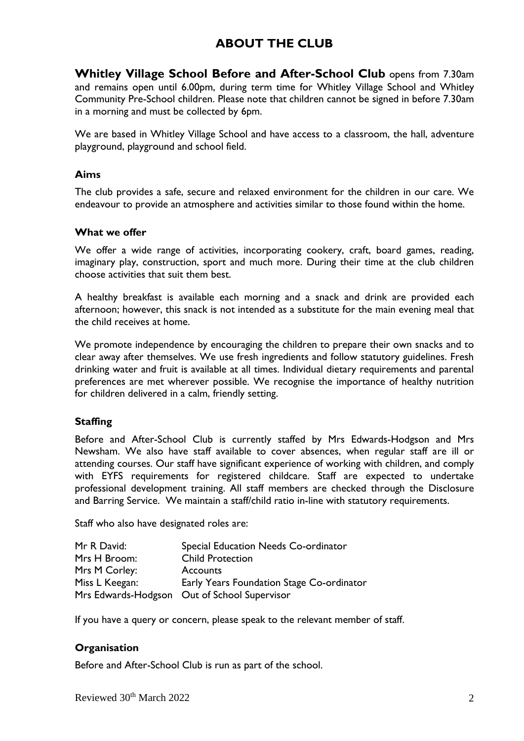# ABOUT THE CLUB

**Whitley Village School Before and After-School Club** opens from 7.30am and remains open until 6.00pm, during term time for Whitley Village School and Whitley Community Pre-School children. Please note that children cannot be signed in before 7.30am in a morning and must be collected by 6pm.

We are based in Whitley Village School and have access to a classroom, the hall, adventure playground, playground and school field.

### Aims

The club provides a safe, secure and relaxed environment for the children in our care. We endeavour to provide an atmosphere and activities similar to those found within the home.

### What we offer

We offer a wide range of activities, incorporating cookery, craft, board games, reading, imaginary play, construction, sport and much more. During their time at the club children choose activities that suit them best.

A healthy breakfast is available each morning and a snack and drink are provided each afternoon; however, this snack is not intended as a substitute for the main evening meal that the child receives at home.

We promote independence by encouraging the children to prepare their own snacks and to clear away after themselves. We use fresh ingredients and follow statutory guidelines. Fresh drinking water and fruit is available at all times. Individual dietary requirements and parental preferences are met wherever possible. We recognise the importance of healthy nutrition for children delivered in a calm, friendly setting.

### Staffing

Before and After-School Club is currently staffed by Mrs Edwards-Hodgson and Mrs Newsham. We also have staff available to cover absences, when regular staff are ill or attending courses. Our staff have significant experience of working with children, and comply with EYFS requirements for registered childcare. Staff are expected to undertake professional development training. All staff members are checked through the Disclosure and Barring Service. We maintain a staff/child ratio in-line with statutory requirements.

Staff who also have designated roles are:

| | |
|---|---|
| Mr R David: | Special Education Needs Co-ordinator |
| Mrs H Broom: | Child Protection |
| Mrs M Corley: | Accounts |
| Miss L Keegan: | Early Years Foundation Stage Co-ordinator |
| Mrs Edwards-Hodgson | Out of School Supervisor |

If you have a query or concern, please speak to the relevant member of staff.

### Organisation

Before and After-School Club is run as part of the school.

Reviewed 30th March 2022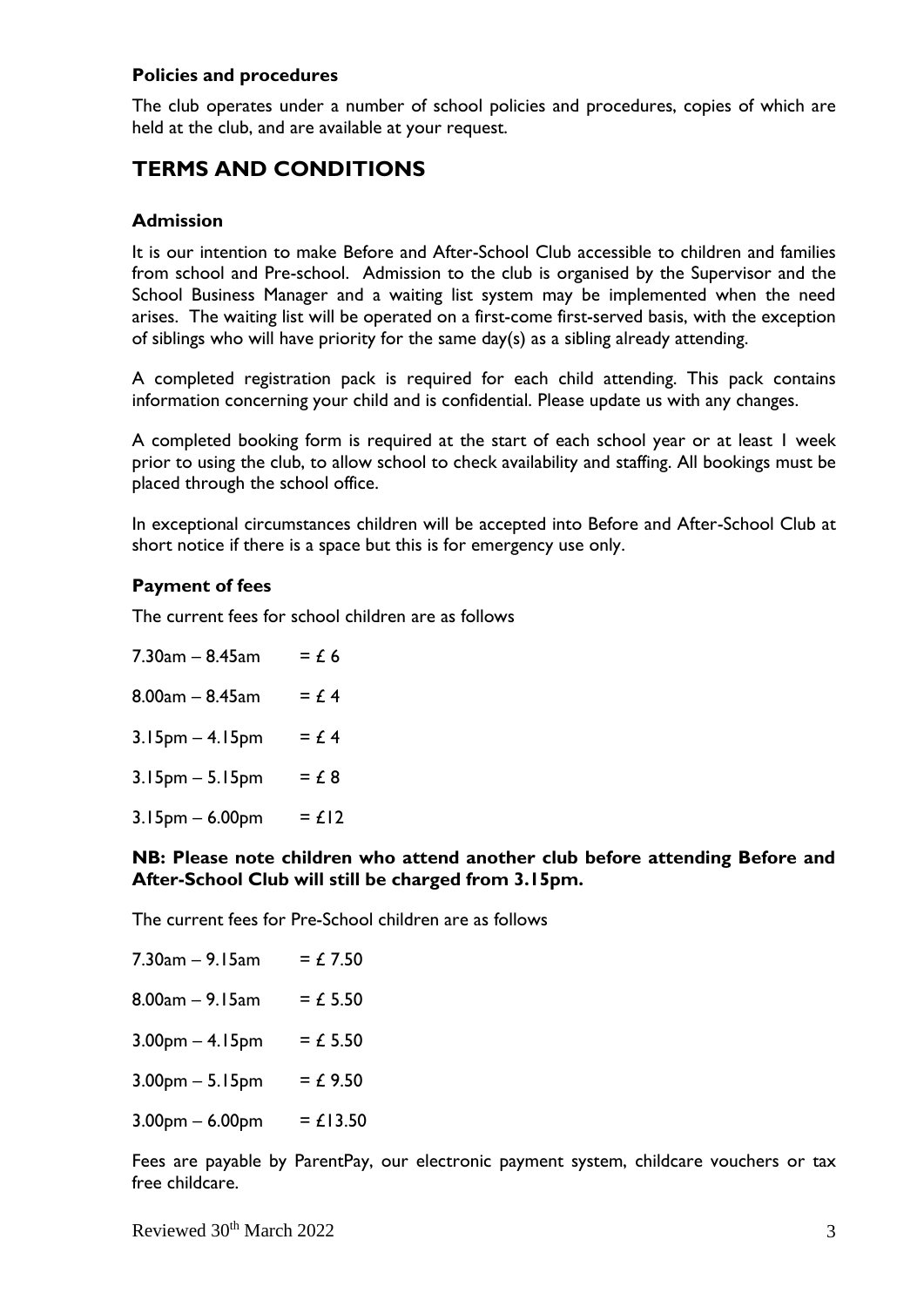### Policies and procedures

The club operates under a number of school policies and procedures, copies of which are held at the club, and are available at your request.

## TERMS AND CONDITIONS

### Admission

It is our intention to make Before and After-School Club accessible to children and families from school and Pre-school. Admission to the club is organised by the Supervisor and the School Business Manager and a waiting list system may be implemented when the need arises. The waiting list will be operated on a first-come first-served basis, with the exception of siblings who will have priority for the same day(s) as a sibling already attending.

A completed registration pack is required for each child attending. This pack contains information concerning your child and is confidential. Please update us with any changes.

A completed booking form is required at the start of each school year or at least 1 week prior to using the club, to allow school to check availability and staffing. All bookings must be placed through the school office.

In exceptional circumstances children will be accepted into Before and After-School Club at short notice if there is a space but this is for emergency use only.

### Payment of fees

The current fees for school children are as follows

7.30am – 8.45am = £ 6

8.00am – 8.45am = £ 4

3.15pm – 4.15pm = £ 4

3.15pm – 5.15pm = £ 8

3.15pm – 6.00pm = £12

**NB: Please note children who attend another club before attending Before and After-School Club will still be charged from 3.15pm.**

The current fees for Pre-School children are as follows

7.30am – 9.15am = £ 7.50

8.00am – 9.15am = £ 5.50

3.00pm – 4.15pm = £ 5.50

3.00pm – 5.15pm = £ 9.50

3.00pm – 6.00pm = £13.50

Fees are payable by ParentPay, our electronic payment system, childcare vouchers or tax free childcare.

Reviewed 30th March 2022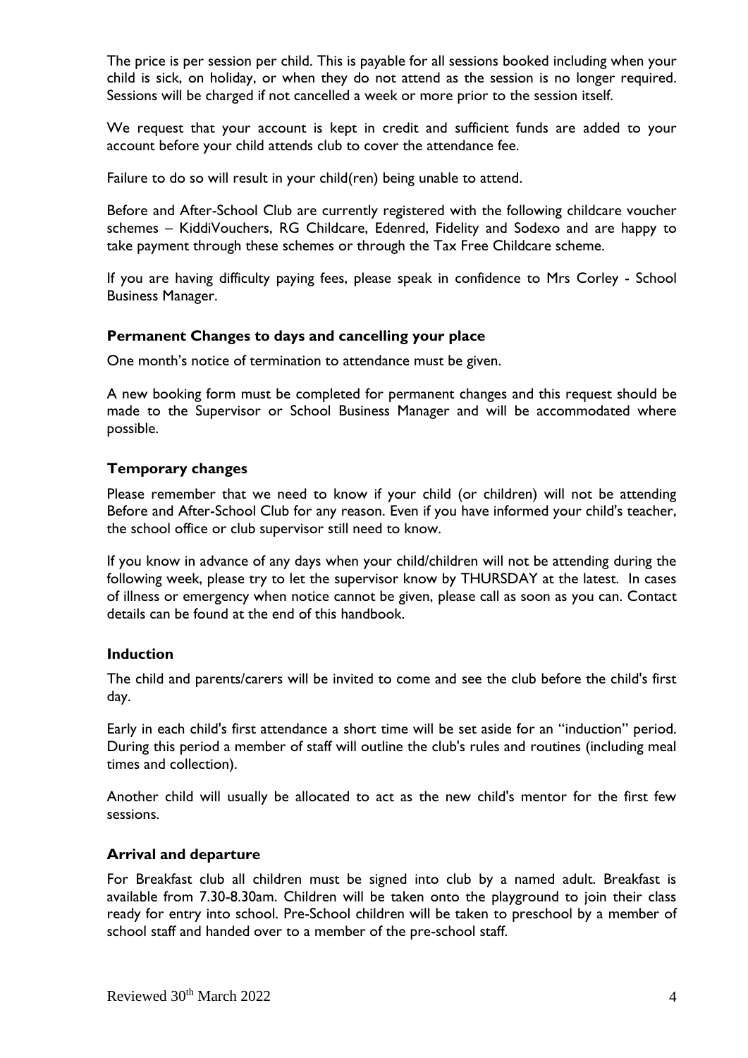The price is per session per child. This is payable for all sessions booked including when your child is sick, on holiday, or when they do not attend as the session is no longer required. Sessions will be charged if not cancelled a week or more prior to the session itself.

We request that your account is kept in credit and sufficient funds are added to your account before your child attends club to cover the attendance fee.

Failure to do so will result in your child(ren) being unable to attend.

Before and After-School Club are currently registered with the following childcare voucher schemes – KiddiVouchers, RG Childcare, Edenred, Fidelity and Sodexo and are happy to take payment through these schemes or through the Tax Free Childcare scheme.

If you are having difficulty paying fees, please speak in confidence to Mrs Corley - School Business Manager.

### Permanent Changes to days and cancelling your place

One month's notice of termination to attendance must be given.

A new booking form must be completed for permanent changes and this request should be made to the Supervisor or School Business Manager and will be accommodated where possible.

### Temporary changes

Please remember that we need to know if your child (or children) will not be attending Before and After-School Club for any reason. Even if you have informed your child's teacher, the school office or club supervisor still need to know.

If you know in advance of any days when your child/children will not be attending during the following week, please try to let the supervisor know by THURSDAY at the latest. In cases of illness or emergency when notice cannot be given, please call as soon as you can. Contact details can be found at the end of this handbook.

### Induction

The child and parents/carers will be invited to come and see the club before the child's first day.

Early in each child's first attendance a short time will be set aside for an "induction" period. During this period a member of staff will outline the club's rules and routines (including meal times and collection).

Another child will usually be allocated to act as the new child's mentor for the first few sessions.

### Arrival and departure

For Breakfast club all children must be signed into club by a named adult. Breakfast is available from 7.30-8.30am. Children will be taken onto the playground to join their class ready for entry into school. Pre-School children will be taken to preschool by a member of school staff and handed over to a member of the pre-school staff.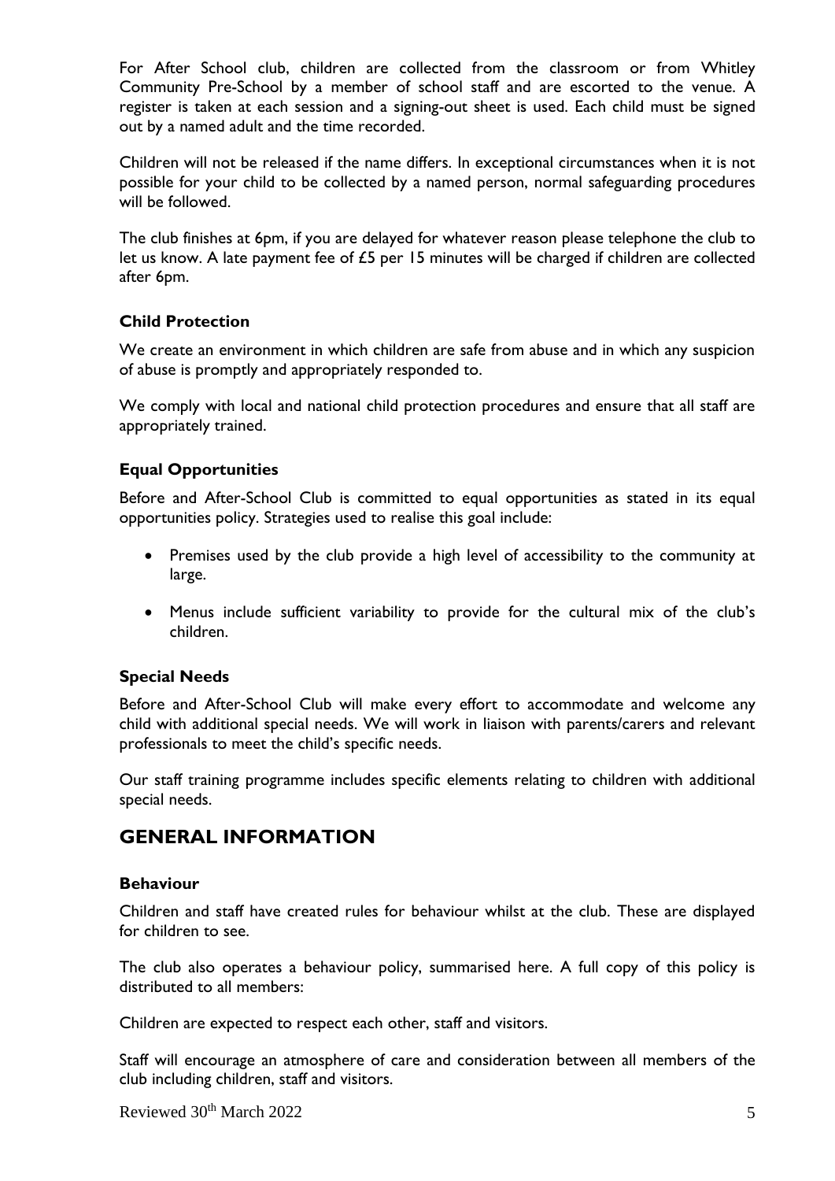For After School club, children are collected from the classroom or from Whitley Community Pre-School by a member of school staff and are escorted to the venue. A register is taken at each session and a signing-out sheet is used. Each child must be signed out by a named adult and the time recorded.

Children will not be released if the name differs. In exceptional circumstances when it is not possible for your child to be collected by a named person, normal safeguarding procedures will be followed.

The club finishes at 6pm, if you are delayed for whatever reason please telephone the club to let us know. A late payment fee of £5 per 15 minutes will be charged if children are collected after 6pm.

### Child Protection

We create an environment in which children are safe from abuse and in which any suspicion of abuse is promptly and appropriately responded to.

We comply with local and national child protection procedures and ensure that all staff are appropriately trained.

### Equal Opportunities

Before and After-School Club is committed to equal opportunities as stated in its equal opportunities policy. Strategies used to realise this goal include:

- Premises used by the club provide a high level of accessibility to the community at large.
- Menus include sufficient variability to provide for the cultural mix of the club's children.

### Special Needs

Before and After-School Club will make every effort to accommodate and welcome any child with additional special needs. We will work in liaison with parents/carers and relevant professionals to meet the child's specific needs.

Our staff training programme includes specific elements relating to children with additional special needs.

## GENERAL INFORMATION

### Behaviour

Children and staff have created rules for behaviour whilst at the club. These are displayed for children to see.

The club also operates a behaviour policy, summarised here. A full copy of this policy is distributed to all members:

Children are expected to respect each other, staff and visitors.

Staff will encourage an atmosphere of care and consideration between all members of the club including children, staff and visitors.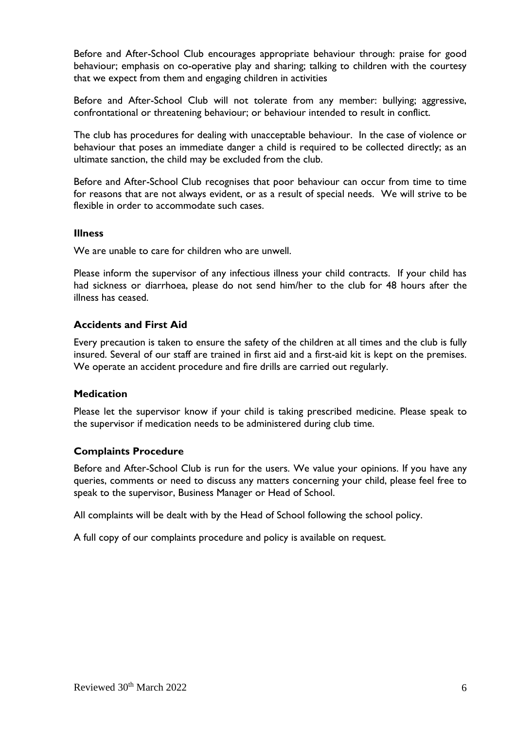Before and After-School Club encourages appropriate behaviour through: praise for good behaviour; emphasis on co-operative play and sharing; talking to children with the courtesy that we expect from them and engaging children in activities

Before and After-School Club will not tolerate from any member: bullying; aggressive, confrontational or threatening behaviour; or behaviour intended to result in conflict.

The club has procedures for dealing with unacceptable behaviour. In the case of violence or behaviour that poses an immediate danger a child is required to be collected directly; as an ultimate sanction, the child may be excluded from the club.

Before and After-School Club recognises that poor behaviour can occur from time to time for reasons that are not always evident, or as a result of special needs. We will strive to be flexible in order to accommodate such cases.

### Illness

We are unable to care for children who are unwell.

Please inform the supervisor of any infectious illness your child contracts. If your child has had sickness or diarrhoea, please do not send him/her to the club for 48 hours after the illness has ceased.

### Accidents and First Aid

Every precaution is taken to ensure the safety of the children at all times and the club is fully insured. Several of our staff are trained in first aid and a first-aid kit is kept on the premises. We operate an accident procedure and fire drills are carried out regularly.

### Medication

Please let the supervisor know if your child is taking prescribed medicine. Please speak to the supervisor if medication needs to be administered during club time.

### Complaints Procedure

Before and After-School Club is run for the users. We value your opinions. If you have any queries, comments or need to discuss any matters concerning your child, please feel free to speak to the supervisor, Business Manager or Head of School.

All complaints will be dealt with by the Head of School following the school policy.

A full copy of our complaints procedure and policy is available on request.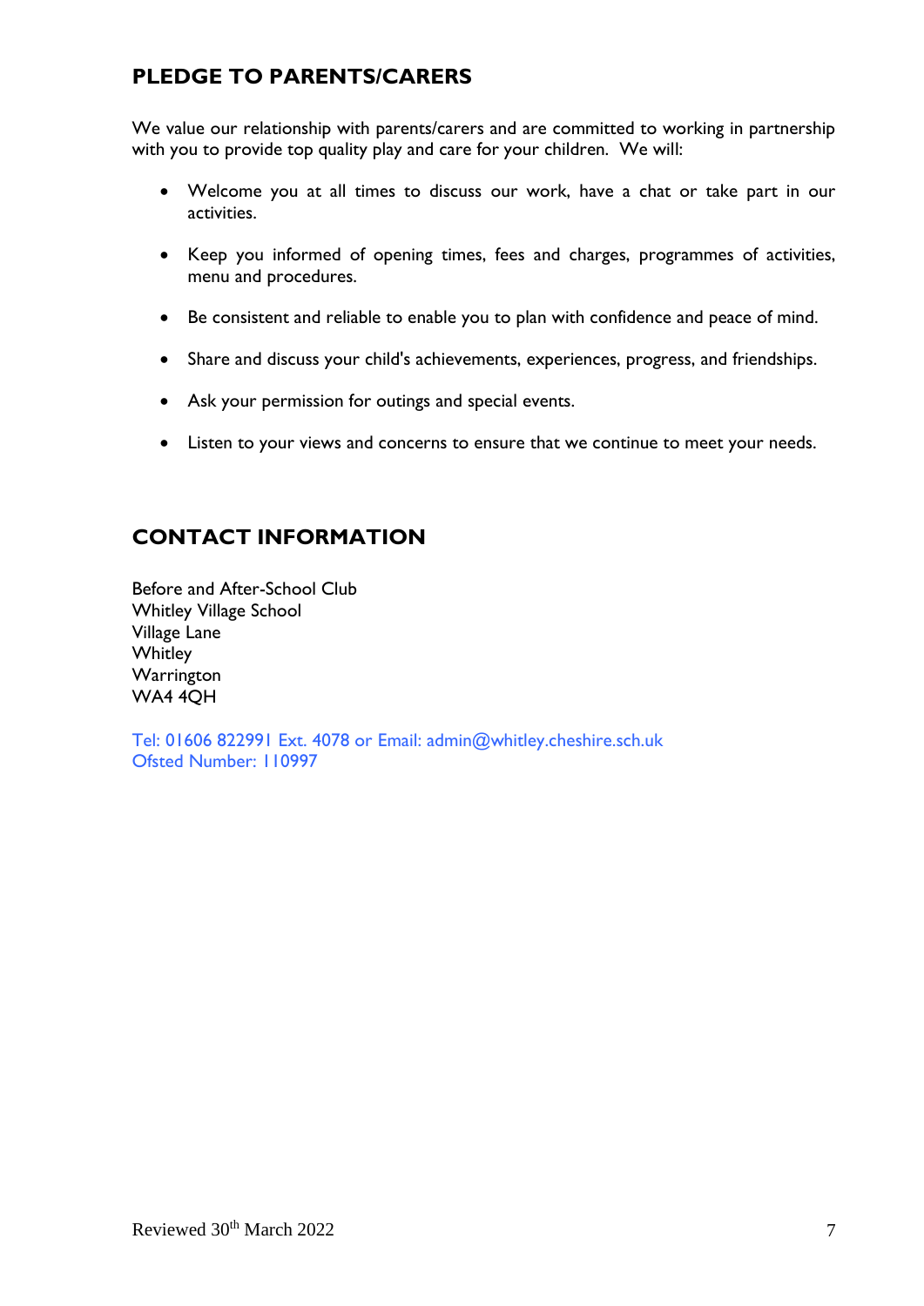## PLEDGE TO PARENTS/CARERS

We value our relationship with parents/carers and are committed to working in partnership with you to provide top quality play and care for your children. We will:

- Welcome you at all times to discuss our work, have a chat or take part in our activities.
- Keep you informed of opening times, fees and charges, programmes of activities, menu and procedures.
- Be consistent and reliable to enable you to plan with confidence and peace of mind.
- Share and discuss your child's achievements, experiences, progress, and friendships.
- Ask your permission for outings and special events.
- Listen to your views and concerns to ensure that we continue to meet your needs.

## CONTACT INFORMATION

Before and After-School Club
Whitley Village School
Village Lane
Whitley
Warrington
WA4 4QH

Tel: 01606 822991 Ext. 4078 or Email: admin@whitley.cheshire.sch.uk
Ofsted Number: 110997

Reviewed 30th March 2022